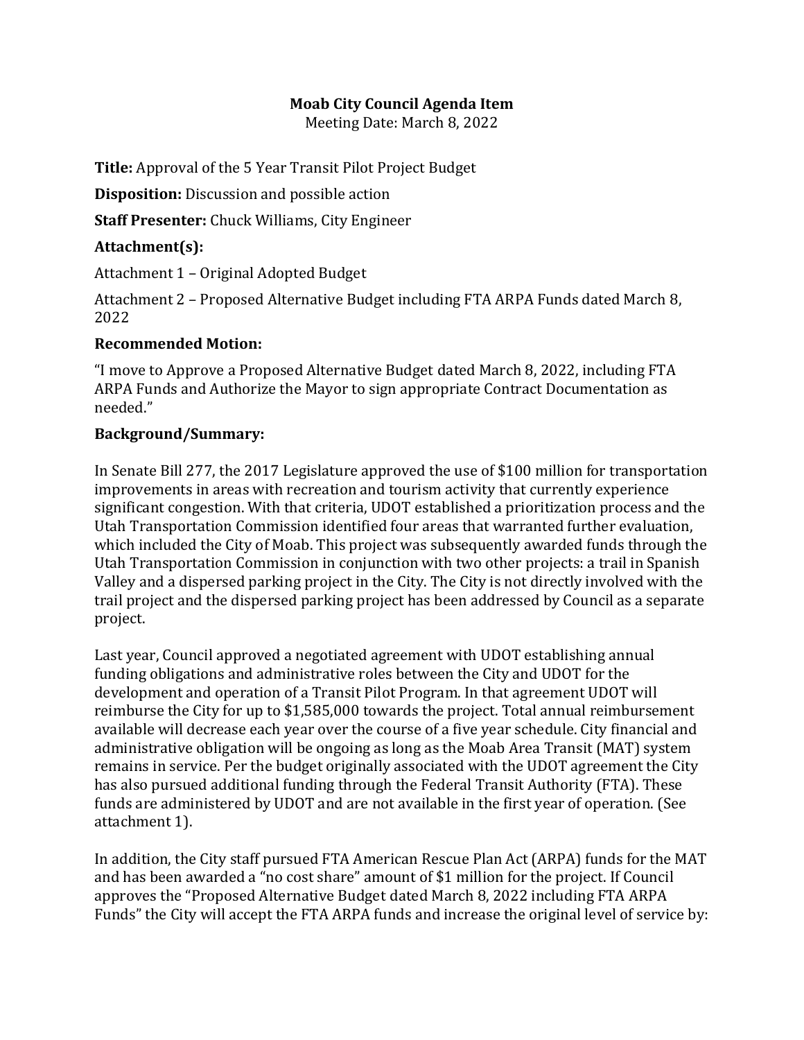**Moab City Council Agenda Item**

Meeting Date: March 8, 2022

**Title:** Approval of the 5 Year Transit Pilot Project Budget

**Disposition:** Discussion and possible action

**Staff Presenter:** Chuck Williams, City Engineer

**Attachment(s):**

Attachment 1 – Original Adopted Budget

Attachment 2 – Proposed Alternative Budget including FTA ARPA Funds dated March 8, 2022

**Recommended Motion:**

"I move to Approve a Proposed Alternative Budget dated March 8, 2022, including FTA ARPA Funds and Authorize the Mayor to sign appropriate Contract Documentation as needed."

**Background/Summary:**

In Senate Bill 277, the 2017 Legislature approved the use of $100 million for transportation improvements in areas with recreation and tourism activity that currently experience significant congestion. With that criteria, UDOT established a prioritization process and the Utah Transportation Commission identified four areas that warranted further evaluation, which included the City of Moab. This project was subsequently awarded funds through the Utah Transportation Commission in conjunction with two other projects: a trail in Spanish Valley and a dispersed parking project in the City. The City is not directly involved with the trail project and the dispersed parking project has been addressed by Council as a separate project.

Last year, Council approved a negotiated agreement with UDOT establishing annual funding obligations and administrative roles between the City and UDOT for the development and operation of a Transit Pilot Program. In that agreement UDOT will reimburse the City for up to $1,585,000 towards the project. Total annual reimbursement available will decrease each year over the course of a five year schedule. City financial and administrative obligation will be ongoing as long as the Moab Area Transit (MAT) system remains in service. Per the budget originally associated with the UDOT agreement the City has also pursued additional funding through the Federal Transit Authority (FTA). These funds are administered by UDOT and are not available in the first year of operation. (See attachment 1).

In addition, the City staff pursued FTA American Rescue Plan Act (ARPA) funds for the MAT and has been awarded a "no cost share" amount of $1 million for the project. If Council approves the "Proposed Alternative Budget dated March 8, 2022 including FTA ARPA Funds" the City will accept the FTA ARPA funds and increase the original level of service by: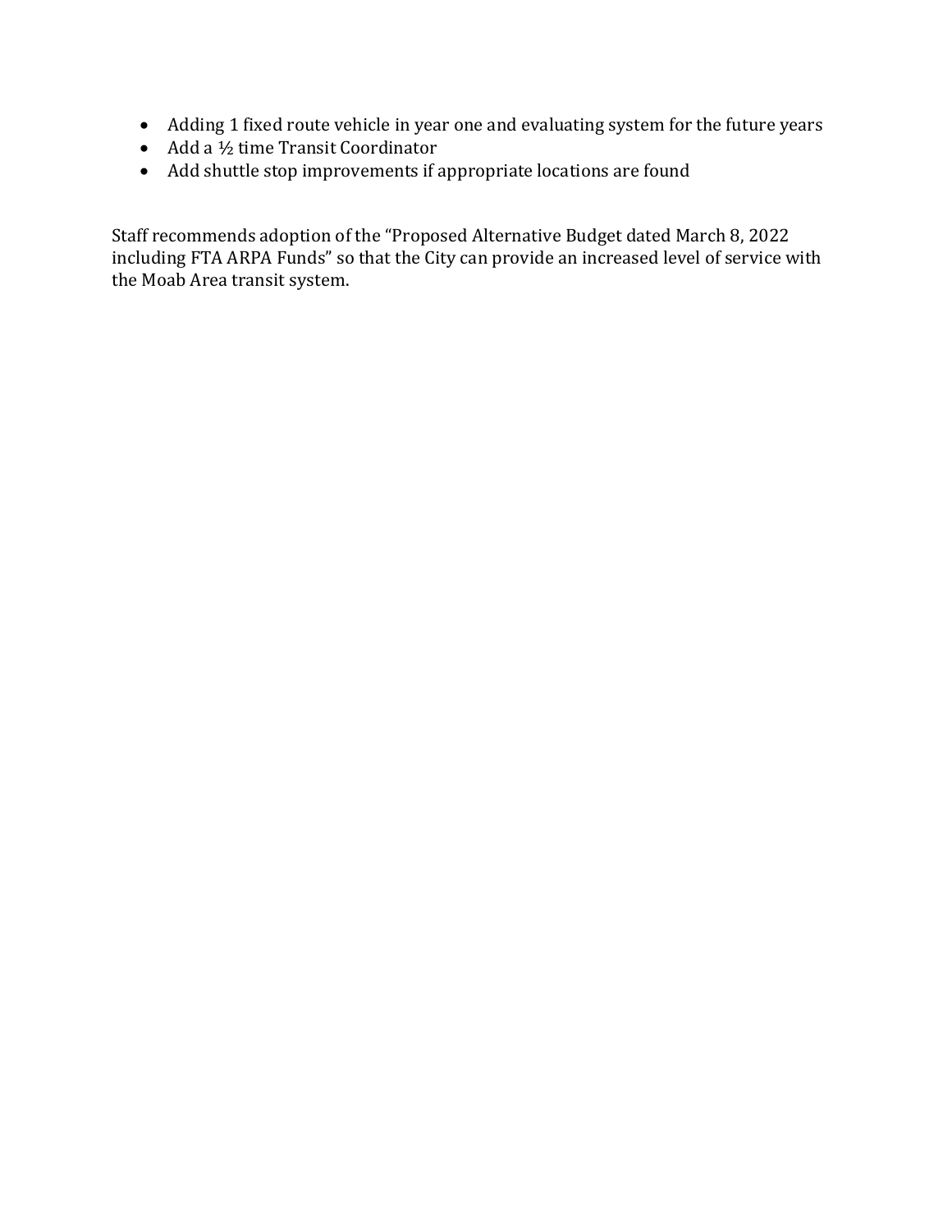- Adding 1 fixed route vehicle in year one and evaluating system for the future years
- Add a ½ time Transit Coordinator
- Add shuttle stop improvements if appropriate locations are found

Staff recommends adoption of the "Proposed Alternative Budget dated March 8, 2022 including FTA ARPA Funds" so that the City can provide an increased level of service with the Moab Area transit system.